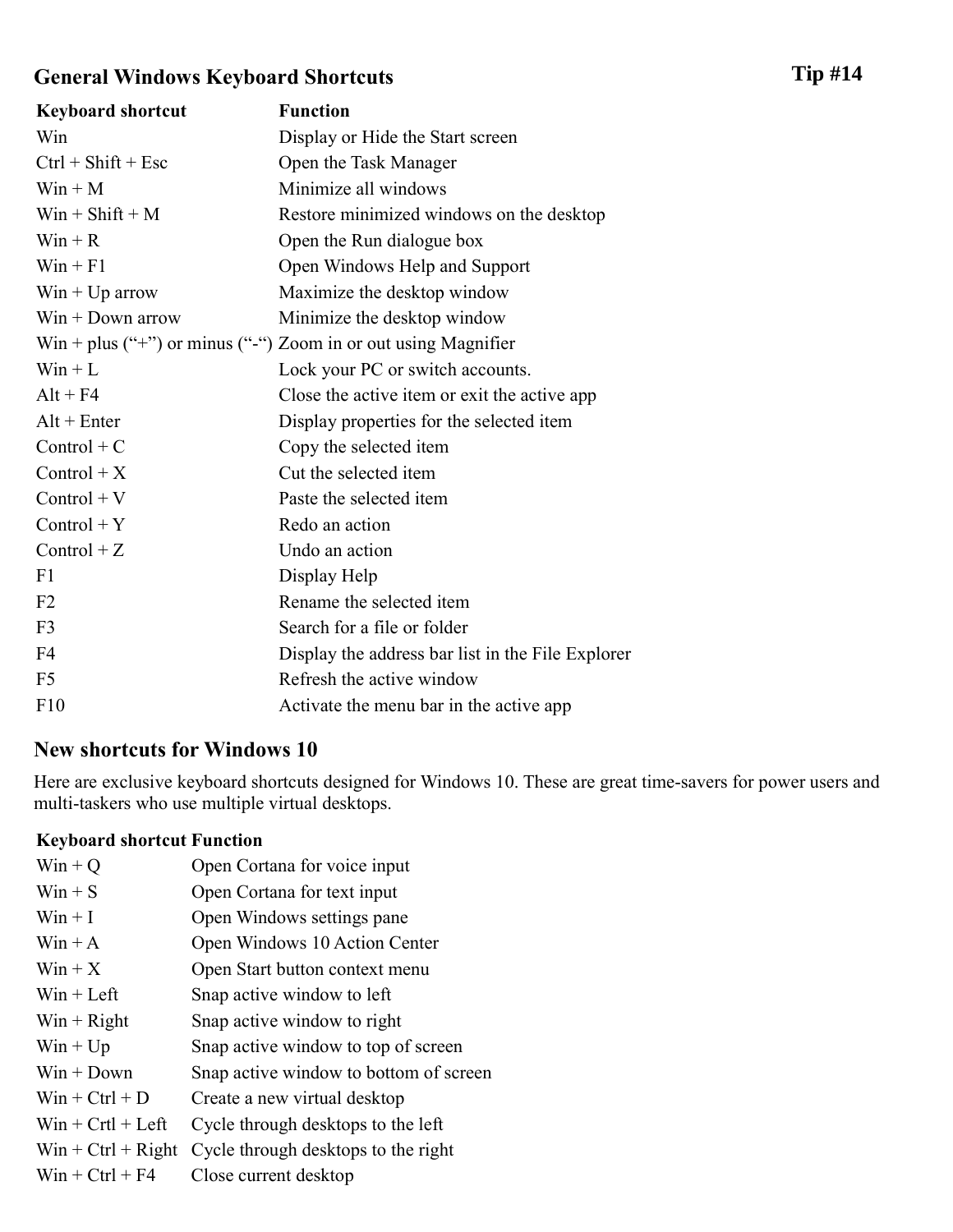## General Windows Keyboard Shortcuts

**Tip #14**

| Keyboard shortcut | Function |
| --- | --- |
| Win | Display or Hide the Start screen |
| Ctrl + Shift + Esc | Open the Task Manager |
| Win + M | Minimize all windows |
| Win + Shift + M | Restore minimized windows on the desktop |
| Win + R | Open the Run dialogue box |
| Win + F1 | Open Windows Help and Support |
| Win + Up arrow | Maximize the desktop window |
| Win + Down arrow | Minimize the desktop window |
| Win + plus (“+”) or minus (“-“) | Zoom in or out using Magnifier |
| Win + L | Lock your PC or switch accounts. |
| Alt + F4 | Close the active item or exit the active app |
| Alt + Enter | Display properties for the selected item |
| Control + C | Copy the selected item |
| Control + X | Cut the selected item |
| Control + V | Paste the selected item |
| Control + Y | Redo an action |
| Control + Z | Undo an action |
| F1 | Display Help |
| F2 | Rename the selected item |
| F3 | Search for a file or folder |
| F4 | Display the address bar list in the File Explorer |
| F5 | Refresh the active window |
| F10 | Activate the menu bar in the active app |

## New shortcuts for Windows 10

Here are exclusive keyboard shortcuts designed for Windows 10. These are great time-savers for power users and multi-taskers who use multiple virtual desktops.

| Keyboard shortcut | Function |
| --- | --- |
| Win + Q | Open Cortana for voice input |
| Win + S | Open Cortana for text input |
| Win + I | Open Windows settings pane |
| Win + A | Open Windows 10 Action Center |
| Win + X | Open Start button context menu |
| Win + Left | Snap active window to left |
| Win + Right | Snap active window to right |
| Win + Up | Snap active window to top of screen |
| Win + Down | Snap active window to bottom of screen |
| Win + Ctrl + D | Create a new virtual desktop |
| Win + Crtl + Left | Cycle through desktops to the left |
| Win + Ctrl + Right | Cycle through desktops to the right |
| Win + Ctrl + F4 | Close current desktop |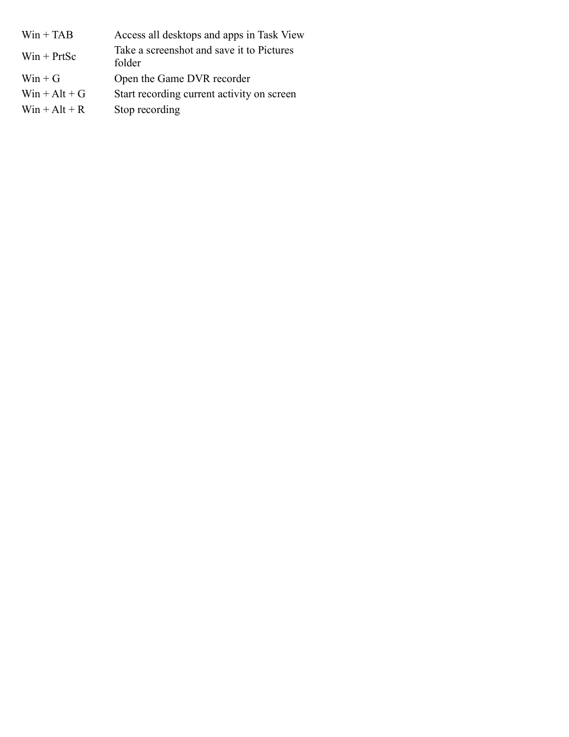| | |
|---|---|
| Win + TAB | Access all desktops and apps in Task View |
| Win + PrtSc | Take a screenshot and save it to Pictures folder |
| Win + G | Open the Game DVR recorder |
| Win + Alt + G | Start recording current activity on screen |
| Win + Alt + R | Stop recording |